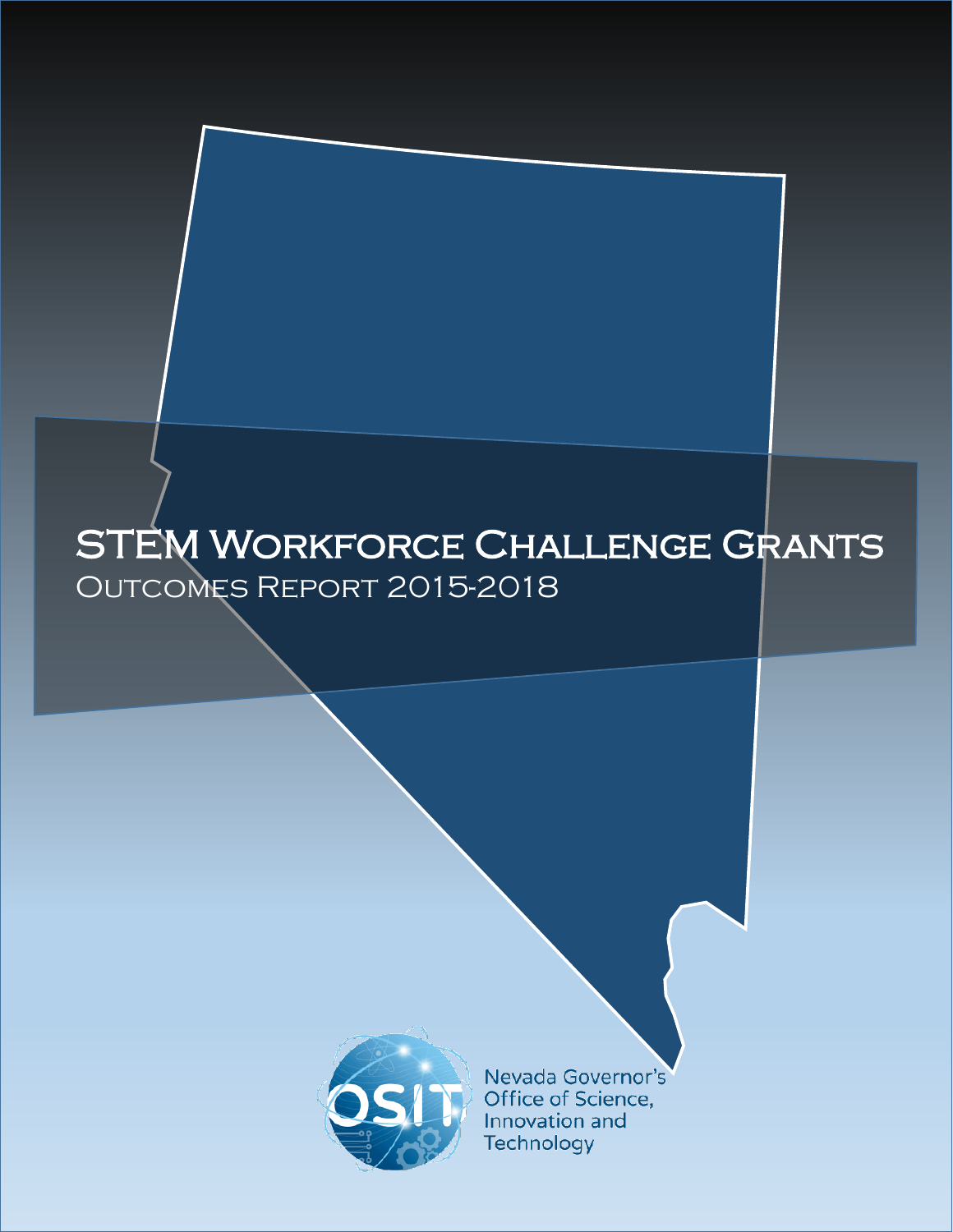# STEM Workforce Challenge Grants

## Outcomes Report 2015-2018

Nevada Governor's Office of Science, Innovation and Technology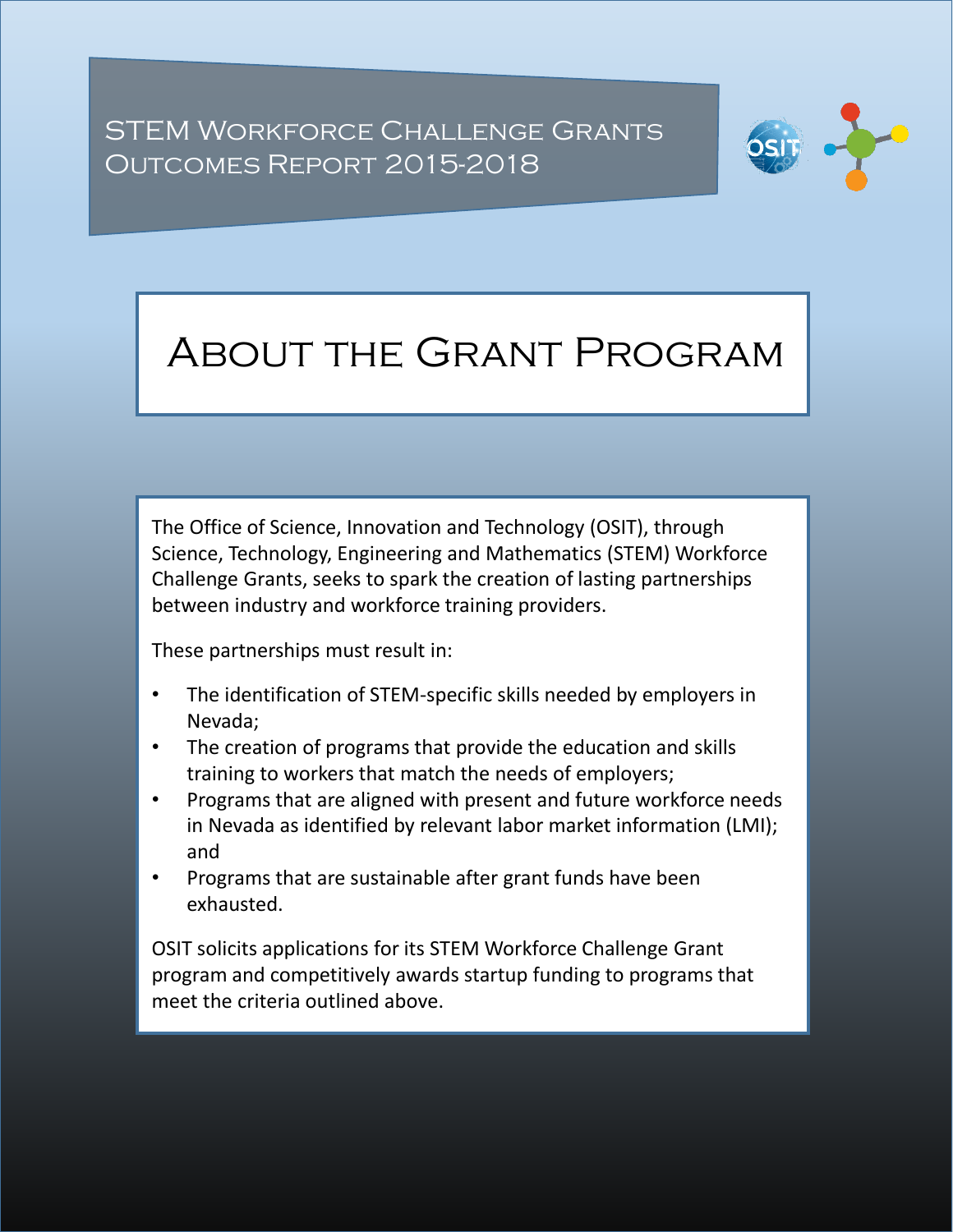STEM Workforce Challenge Grants Outcomes Report 2015-2018

# About the Grant Program

The Office of Science, Innovation and Technology (OSIT), through Science, Technology, Engineering and Mathematics (STEM) Workforce Challenge Grants, seeks to spark the creation of lasting partnerships between industry and workforce training providers.

These partnerships must result in:

- The identification of STEM-specific skills needed by employers in Nevada;
- The creation of programs that provide the education and skills training to workers that match the needs of employers;
- Programs that are aligned with present and future workforce needs in Nevada as identified by relevant labor market information (LMI); and
- Programs that are sustainable after grant funds have been exhausted.

OSIT solicits applications for its STEM Workforce Challenge Grant program and competitively awards startup funding to programs that meet the criteria outlined above.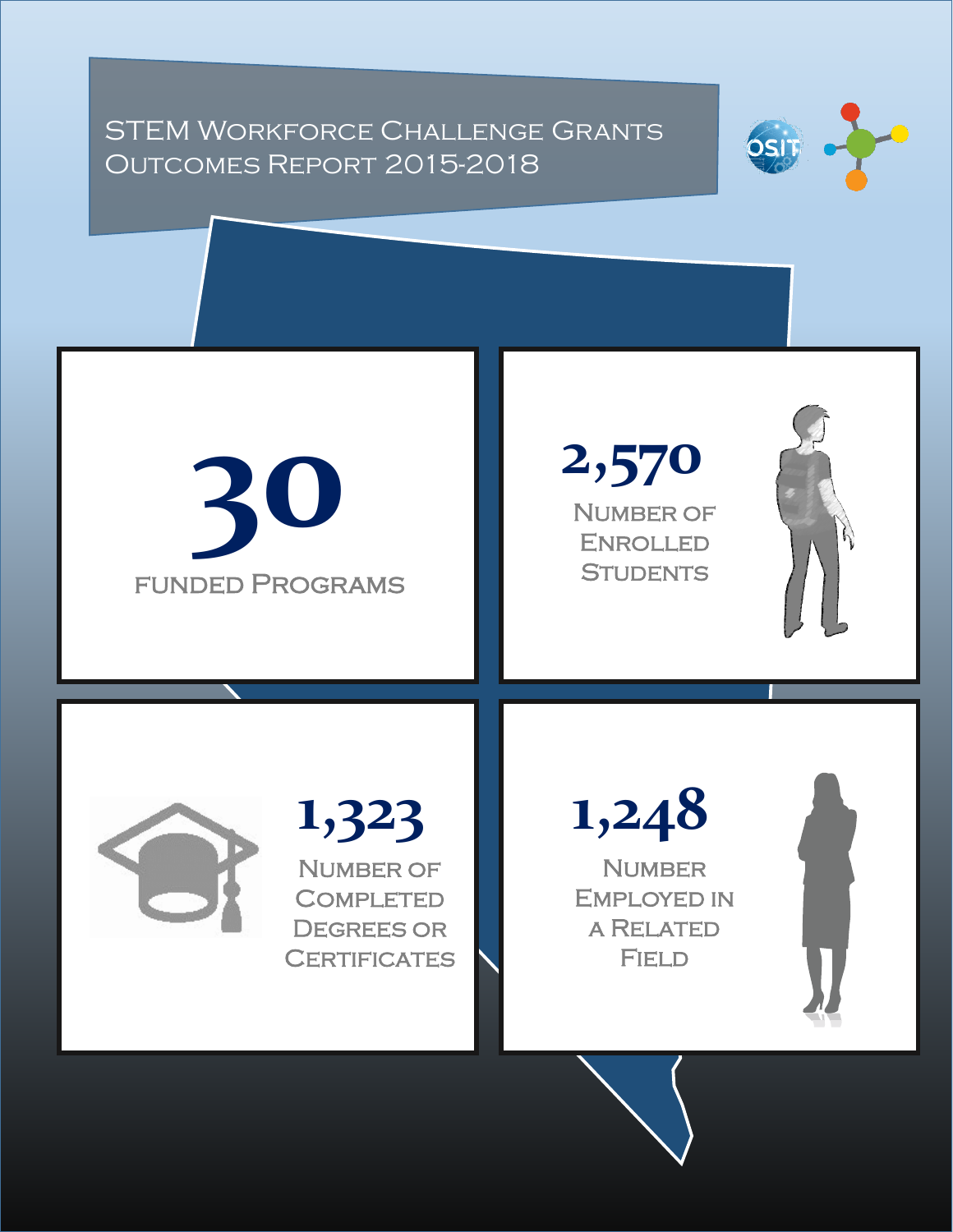# STEM Workforce Challenge Grants Outcomes Report 2015-2018

**30**

Funded Programs

**2,570**

Number of Enrolled Students

**1,323**

Number of Completed Degrees or Certificates

**1,248**

Number Employed in a Related Field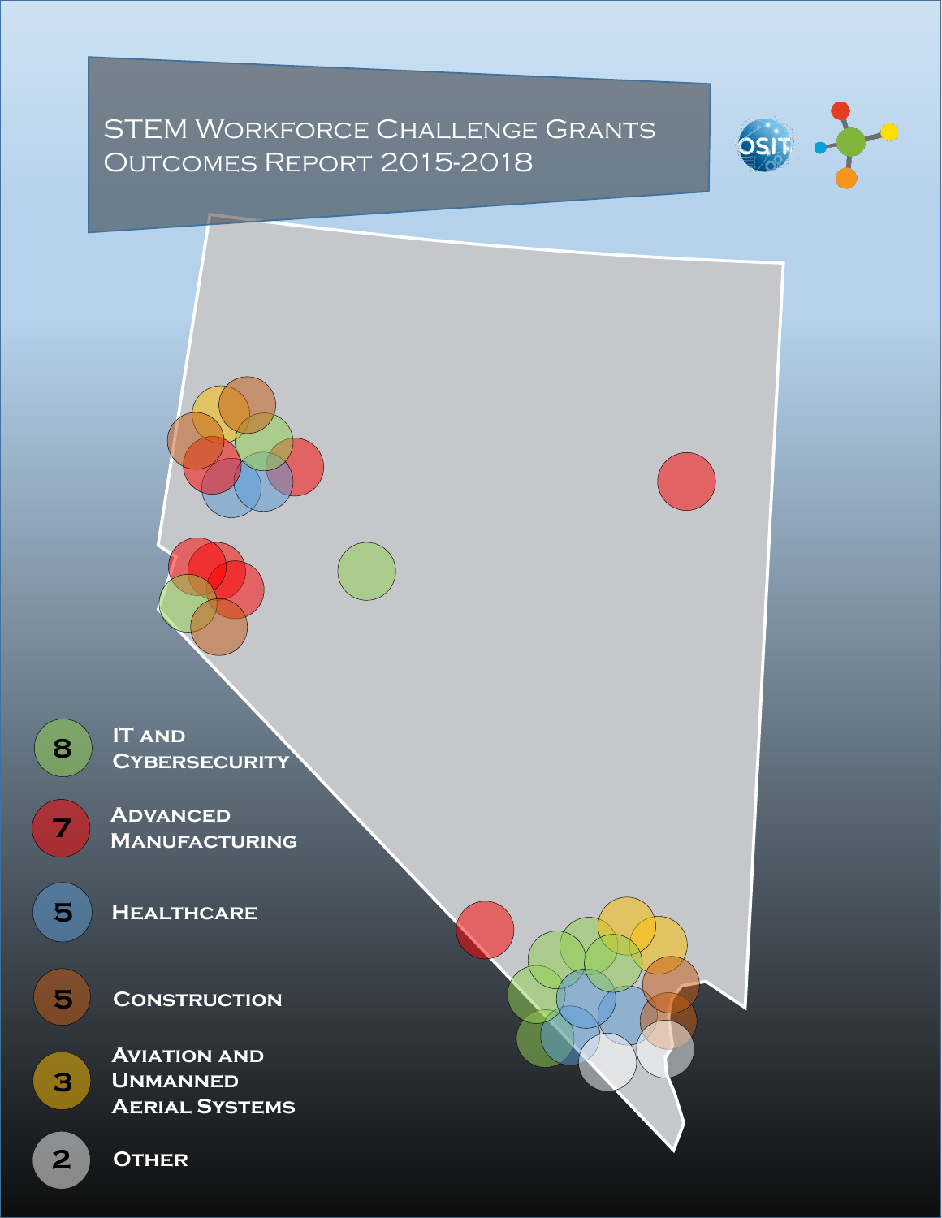# STEM Workforce Challenge Grants Outcomes Report 2015-2018

- **8** IT and Cybersecurity
- **7** Advanced Manufacturing
- **5** Healthcare
- **5** Construction
- **3** Aviation and Unmanned Aerial Systems
- **2** Other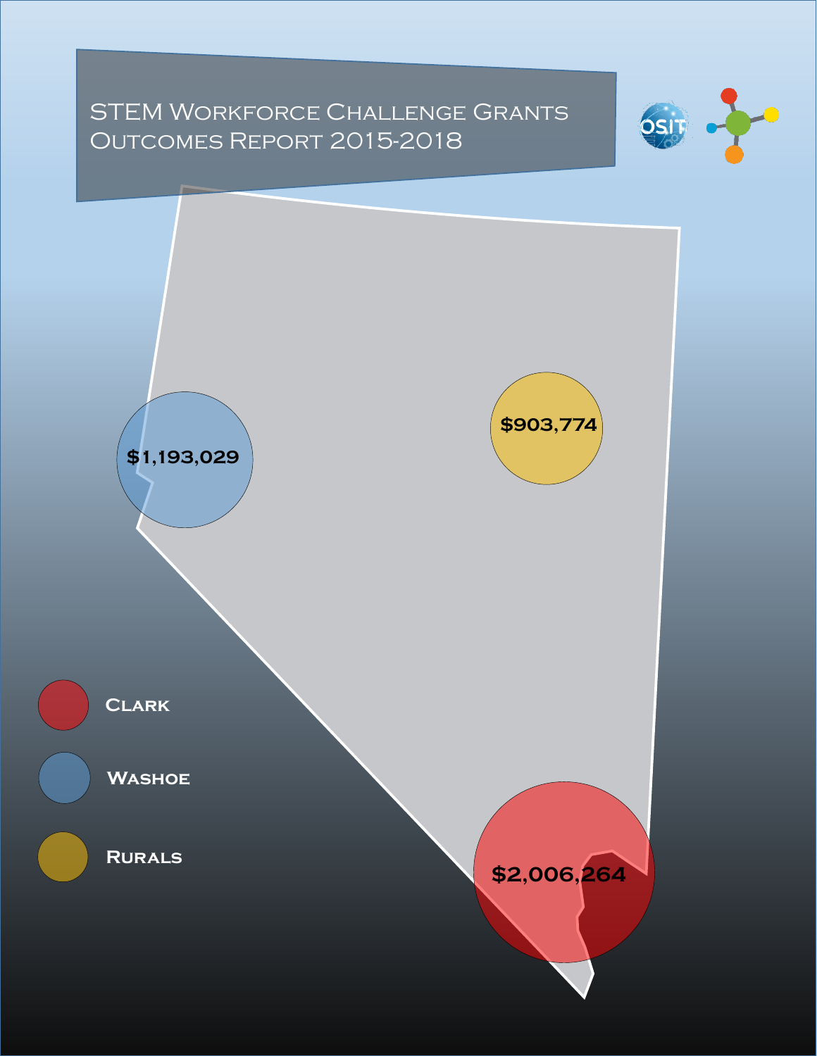# STEM Workforce Challenge Grants Outcomes Report 2015-2018

$1,193,029

$903,774

$2,006,264

- Clark
- Washoe
- Rurals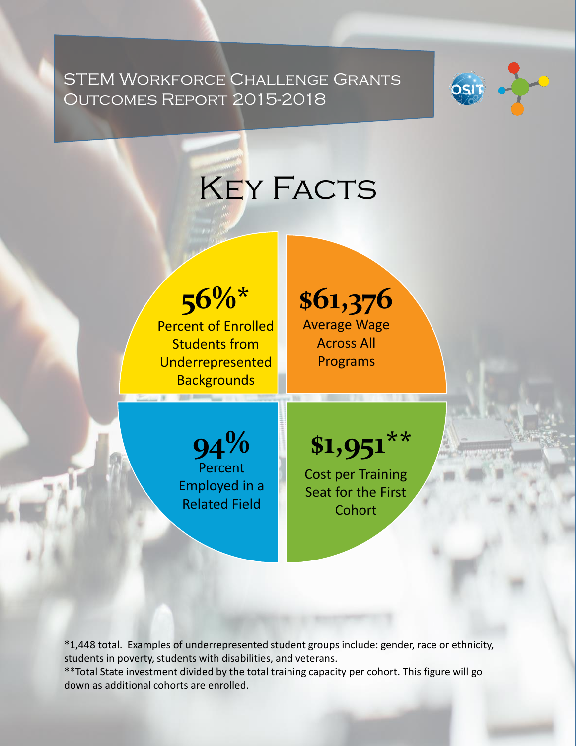STEM Workforce Challenge Grants Outcomes Report 2015-2018

# Key Facts

**56%***
Percent of Enrolled Students from Underrepresented Backgrounds

**$61,376**
Average Wage Across All Programs

**94%**
Percent Employed in a Related Field

**$1,951****
Cost per Training Seat for the First Cohort

*1,448 total. Examples of underrepresented student groups include: gender, race or ethnicity, students in poverty, students with disabilities, and veterans.
**Total State investment divided by the total training capacity per cohort. This figure will go down as additional cohorts are enrolled.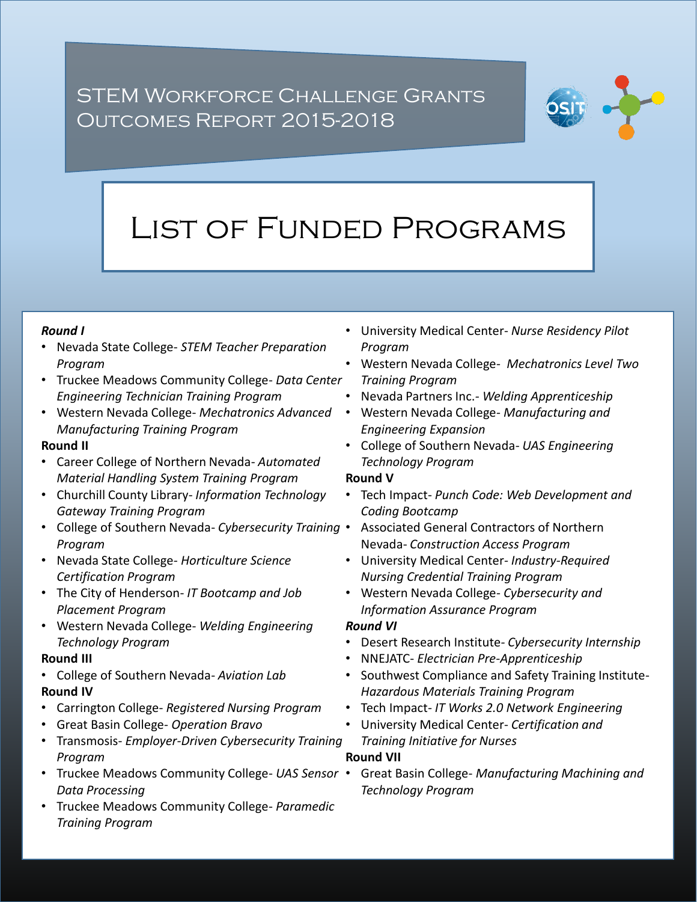# STEM Workforce Challenge Grants Outcomes Report 2015-2018

## List of Funded Programs

***Round I***

- Nevada State College- *STEM Teacher Preparation Program*
- Truckee Meadows Community College- *Data Center Engineering Technician Training Program*
- Western Nevada College- *Mechatronics Advanced Manufacturing Training Program*

**Round II**

- Career College of Northern Nevada- *Automated Material Handling System Training Program*
- Churchill County Library- *Information Technology Gateway Training Program*
- College of Southern Nevada- *Cybersecurity Training Program*
- Nevada State College- *Horticulture Science Certification Program*
- The City of Henderson- *IT Bootcamp and Job Placement Program*
- Western Nevada College- *Welding Engineering Technology Program*

**Round III**

- College of Southern Nevada- *Aviation Lab*

**Round IV**

- Carrington College- *Registered Nursing Program*
- Great Basin College- *Operation Bravo*
- Transmosis- *Employer-Driven Cybersecurity Training Program*
- Truckee Meadows Community College- *UAS Sensor Data Processing*
- Truckee Meadows Community College- *Paramedic Training Program*
- University Medical Center- *Nurse Residency Pilot Program*
- Western Nevada College- *Mechatronics Level Two Training Program*
- Nevada Partners Inc.- *Welding Apprenticeship*
- Western Nevada College- *Manufacturing and Engineering Expansion*
- College of Southern Nevada- *UAS Engineering Technology Program*

**Round V**

- Tech Impact- *Punch Code: Web Development and Coding Bootcamp*
- Associated General Contractors of Northern Nevada- *Construction Access Program*
- University Medical Center- *Industry-Required Nursing Credential Training Program*
- Western Nevada College- *Cybersecurity and Information Assurance Program*

***Round VI***

- Desert Research Institute- *Cybersecurity Internship*
- NNEJATC- *Electrician Pre-Apprenticeship*
- Southwest Compliance and Safety Training Institute- *Hazardous Materials Training Program*
- Tech Impact- *IT Works 2.0 Network Engineering*
- University Medical Center- *Certification and Training Initiative for Nurses*

**Round VII**

- Great Basin College- *Manufacturing Machining and Technology Program*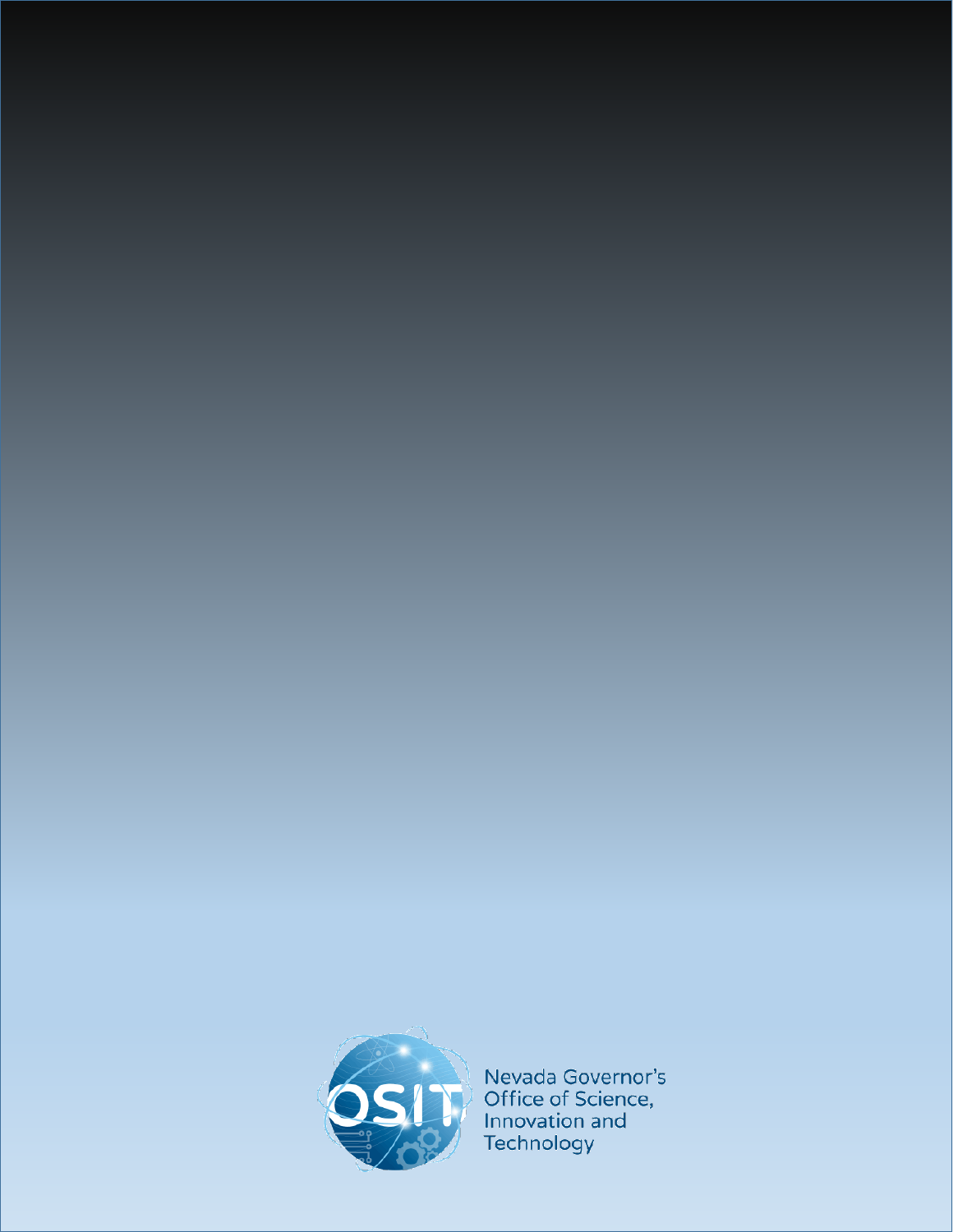Nevada Governor's
Office of Science,
Innovation and
Technology